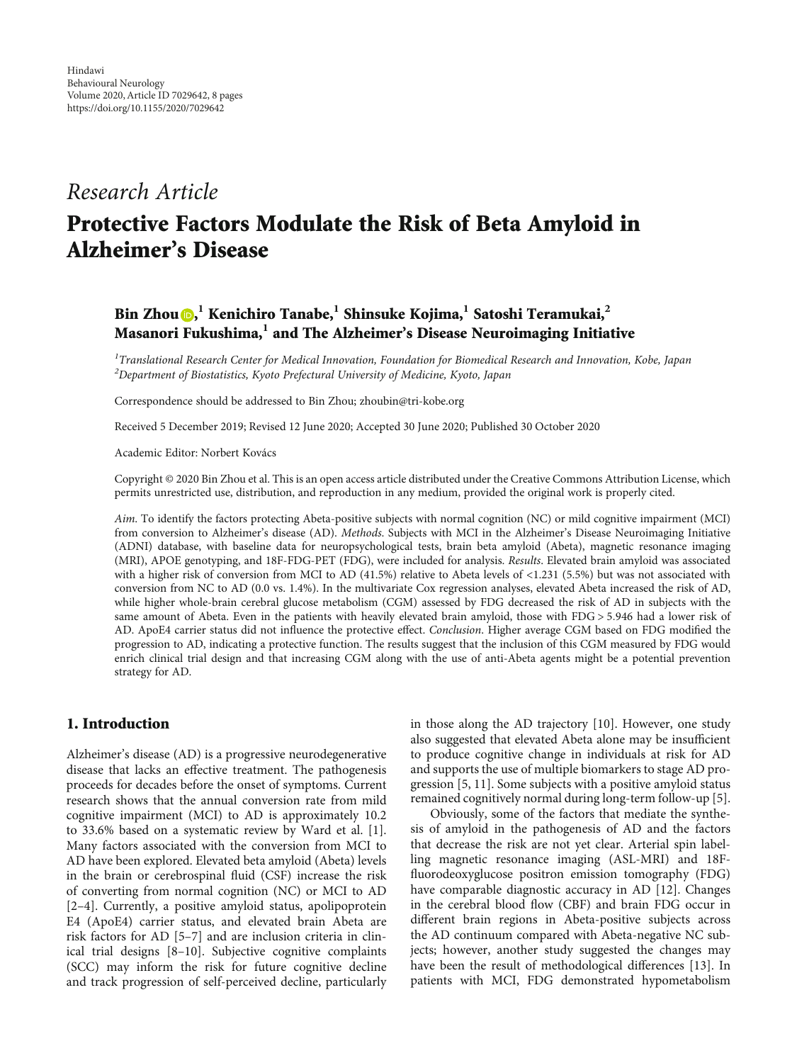Hindawi
Behavioural Neurology
Volume 2020, Article ID 7029642, 8 pages
https://doi.org/10.1155/2020/7029642

*Research Article*

# Protective Factors Modulate the Risk of Beta Amyloid in Alzheimer's Disease

**Bin Zhou**,[1] **Kenichiro Tanabe**,[1] **Shinsuke Kojima**,[1] **Satoshi Teramukai**,[2] **Masanori Fukushima**,[1] **and The Alzheimer's Disease Neuroimaging Initiative**

[1]*Translational Research Center for Medical Innovation, Foundation for Biomedical Research and Innovation, Kobe, Japan*
[2]*Department of Biostatistics, Kyoto Prefectural University of Medicine, Kyoto, Japan*

Correspondence should be addressed to Bin Zhou; zhoubin@tri-kobe.org

Received 5 December 2019; Revised 12 June 2020; Accepted 30 June 2020; Published 30 October 2020

Academic Editor: Norbert Kovács

Copyright © 2020 Bin Zhou et al. This is an open access article distributed under the Creative Commons Attribution License, which permits unrestricted use, distribution, and reproduction in any medium, provided the original work is properly cited.

*Aim*. To identify the factors protecting Abeta-positive subjects with normal cognition (NC) or mild cognitive impairment (MCI) from conversion to Alzheimer's disease (AD). *Methods*. Subjects with MCI in the Alzheimer's Disease Neuroimaging Initiative (ADNI) database, with baseline data for neuropsychological tests, brain beta amyloid (Abeta), magnetic resonance imaging (MRI), APOE genotyping, and 18F-FDG-PET (FDG), were included for analysis. *Results*. Elevated brain amyloid was associated with a higher risk of conversion from MCI to AD (41.5%) relative to Abeta levels of <1.231 (5.5%) but was not associated with conversion from NC to AD (0.0 vs. 1.4%). In the multivariate Cox regression analyses, elevated Abeta increased the risk of AD, while higher whole-brain cerebral glucose metabolism (CGM) assessed by FDG decreased the risk of AD in subjects with the same amount of Abeta. Even in the patients with heavily elevated brain amyloid, those with FDG > 5.946 had a lower risk of AD. ApoE4 carrier status did not influence the protective effect. *Conclusion*. Higher average CGM based on FDG modified the progression to AD, indicating a protective function. The results suggest that the inclusion of this CGM measured by FDG would enrich clinical trial design and that increasing CGM along with the use of anti-Abeta agents might be a potential prevention strategy for AD.

## 1. Introduction

Alzheimer's disease (AD) is a progressive neurodegenerative disease that lacks an effective treatment. The pathogenesis proceeds for decades before the onset of symptoms. Current research shows that the annual conversion rate from mild cognitive impairment (MCI) to AD is approximately 10.2 to 33.6% based on a systematic review by Ward et al. [1]. Many factors associated with the conversion from MCI to AD have been explored. Elevated beta amyloid (Abeta) levels in the brain or cerebrospinal fluid (CSF) increase the risk of converting from normal cognition (NC) or MCI to AD [2–4]. Currently, a positive amyloid status, apolipoprotein E4 (ApoE4) carrier status, and elevated brain Abeta are risk factors for AD [5–7] and are inclusion criteria in clinical trial designs [8–10]. Subjective cognitive complaints (SCC) may inform the risk for future cognitive decline and track progression of self-perceived decline, particularly in those along the AD trajectory [10]. However, one study also suggested that elevated Abeta alone may be insufficient to produce cognitive change in individuals at risk for AD and supports the use of multiple biomarkers to stage AD progression [5, 11]. Some subjects with a positive amyloid status remained cognitively normal during long-term follow-up [5].

Obviously, some of the factors that mediate the synthesis of amyloid in the pathogenesis of AD and the factors that decrease the risk are not yet clear. Arterial spin labelling magnetic resonance imaging (ASL-MRI) and 18F-fluorodeoxyglucose positron emission tomography (FDG) have comparable diagnostic accuracy in AD [12]. Changes in the cerebral blood flow (CBF) and brain FDG occur in different brain regions in Abeta-positive subjects across the AD continuum compared with Abeta-negative NC subjects; however, another study suggested the changes may have been the result of methodological differences [13]. In patients with MCI, FDG demonstrated hypometabolism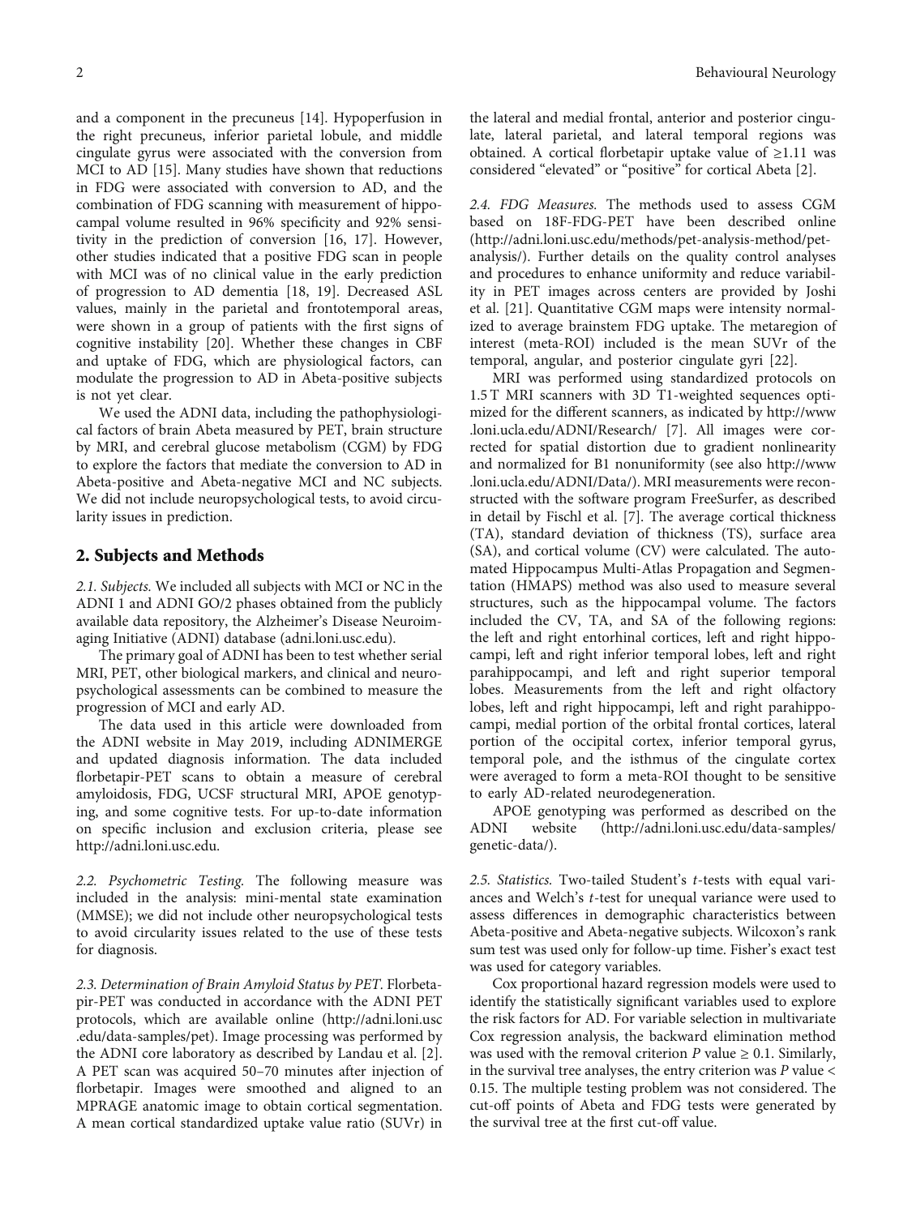and a component in the precuneus [14]. Hypoperfusion in the right precuneus, inferior parietal lobule, and middle cingulate gyrus were associated with the conversion from MCI to AD [15]. Many studies have shown that reductions in FDG were associated with conversion to AD, and the combination of FDG scanning with measurement of hippocampal volume resulted in 96% specificity and 92% sensitivity in the prediction of conversion [16, 17]. However, other studies indicated that a positive FDG scan in people with MCI was of no clinical value in the early prediction of progression to AD dementia [18, 19]. Decreased ASL values, mainly in the parietal and frontotemporal areas, were shown in a group of patients with the first signs of cognitive instability [20]. Whether these changes in CBF and uptake of FDG, which are physiological factors, can modulate the progression to AD in Abeta-positive subjects is not yet clear.

We used the ADNI data, including the pathophysiological factors of brain Abeta measured by PET, brain structure by MRI, and cerebral glucose metabolism (CGM) by FDG to explore the factors that mediate the conversion to AD in Abeta-positive and Abeta-negative MCI and NC subjects. We did not include neuropsychological tests, to avoid circularity issues in prediction.

## 2. Subjects and Methods

*2.1. Subjects.* We included all subjects with MCI or NC in the ADNI 1 and ADNI GO/2 phases obtained from the publicly available data repository, the Alzheimer's Disease Neuroimaging Initiative (ADNI) database (adni.loni.usc.edu).

The primary goal of ADNI has been to test whether serial MRI, PET, other biological markers, and clinical and neuropsychological assessments can be combined to measure the progression of MCI and early AD.

The data used in this article were downloaded from the ADNI website in May 2019, including ADNIMERGE and updated diagnosis information. The data included florbetapir-PET scans to obtain a measure of cerebral amyloidosis, FDG, UCSF structural MRI, APOE genotyping, and some cognitive tests. For up-to-date information on specific inclusion and exclusion criteria, please see http://adni.loni.usc.edu.

*2.2. Psychometric Testing.* The following measure was included in the analysis: mini-mental state examination (MMSE); we did not include other neuropsychological tests to avoid circularity issues related to the use of these tests for diagnosis.

*2.3. Determination of Brain Amyloid Status by PET.* Florbetapir-PET was conducted in accordance with the ADNI PET protocols, which are available online (http://adni.loni.usc.edu/data-samples/pet). Image processing was performed by the ADNI core laboratory as described by Landau et al. [2]. A PET scan was acquired 50–70 minutes after injection of florbetapir. Images were smoothed and aligned to an MPRAGE anatomic image to obtain cortical segmentation. A mean cortical standardized uptake value ratio (SUVr) in the lateral and medial frontal, anterior and posterior cingulate, lateral parietal, and lateral temporal regions was obtained. A cortical florbetapir uptake value of ≥1.11 was considered "elevated" or "positive" for cortical Abeta [2].

*2.4. FDG Measures.* The methods used to assess CGM based on 18F-FDG-PET have been described online (http://adni.loni.usc.edu/methods/pet-analysis-method/pet-analysis/). Further details on the quality control analyses and procedures to enhance uniformity and reduce variability in PET images across centers are provided by Joshi et al. [21]. Quantitative CGM maps were intensity normalized to average brainstem FDG uptake. The metaregion of interest (meta-ROI) included is the mean SUVr of the temporal, angular, and posterior cingulate gyri [22].

MRI was performed using standardized protocols on 1.5 T MRI scanners with 3D T1-weighted sequences optimized for the different scanners, as indicated by http://www.loni.ucla.edu/ADNI/Research/ [7]. All images were corrected for spatial distortion due to gradient nonlinearity and normalized for B1 nonuniformity (see also http://www.loni.ucla.edu/ADNI/Data/). MRI measurements were reconstructed with the software program FreeSurfer, as described in detail by Fischl et al. [7]. The average cortical thickness (TA), standard deviation of thickness (TS), surface area (SA), and cortical volume (CV) were calculated. The automated Hippocampus Multi-Atlas Propagation and Segmentation (HMAPS) method was also used to measure several structures, such as the hippocampal volume. The factors included the CV, TA, and SA of the following regions: the left and right entorhinal cortices, left and right hippocampi, left and right inferior temporal lobes, left and right parahippocampi, and left and right superior temporal lobes. Measurements from the left and right olfactory lobes, left and right hippocampi, left and right parahippocampi, medial portion of the orbital frontal cortices, lateral portion of the occipital cortex, inferior temporal gyrus, temporal pole, and the isthmus of the cingulate cortex were averaged to form a meta-ROI thought to be sensitive to early AD-related neurodegeneration.

APOE genotyping was performed as described on the ADNI website (http://adni.loni.usc.edu/data-samples/genetic-data/).

*2.5. Statistics.* Two-tailed Student's $t$-tests with equal variances and Welch's $t$-test for unequal variance were used to assess differences in demographic characteristics between Abeta-positive and Abeta-negative subjects. Wilcoxon's rank sum test was used only for follow-up time. Fisher's exact test was used for category variables.

Cox proportional hazard regression models were used to identify the statistically significant variables used to explore the risk factors for AD. For variable selection in multivariate Cox regression analysis, the backward elimination method was used with the removal criterion $P$ value $\geq 0.1$. Similarly, in the survival tree analyses, the entry criterion was $P$ value $< 0.15$. The multiple testing problem was not considered. The cut-off points of Abeta and FDG tests were generated by the survival tree at the first cut-off value.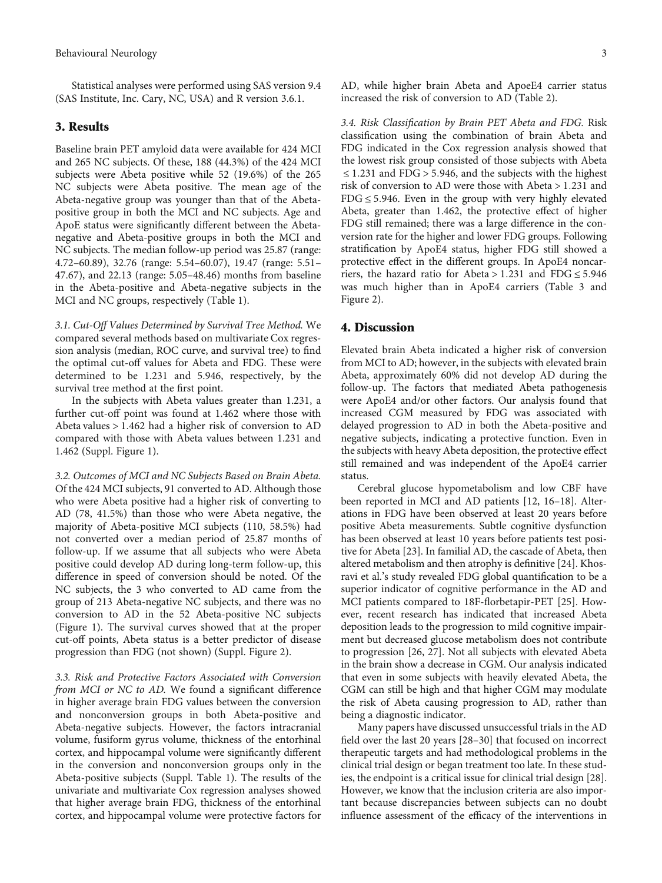Statistical analyses were performed using SAS version 9.4 (SAS Institute, Inc. Cary, NC, USA) and R version 3.6.1.

## 3. Results

Baseline brain PET amyloid data were available for 424 MCI and 265 NC subjects. Of these, 188 (44.3%) of the 424 MCI subjects were Abeta positive while 52 (19.6%) of the 265 NC subjects were Abeta positive. The mean age of the Abeta-negative group was younger than that of the Abeta-positive group in both the MCI and NC subjects. Age and ApoE status were significantly different between the Abeta-negative and Abeta-positive groups in both the MCI and NC subjects. The median follow-up period was 25.87 (range: 4.72–60.89), 32.76 (range: 5.54–60.07), 19.47 (range: 5.51–47.67), and 22.13 (range: 5.05–48.46) months from baseline in the Abeta-positive and Abeta-negative subjects in the MCI and NC groups, respectively (Table 1).

*3.1. Cut-Off Values Determined by Survival Tree Method.* We compared several methods based on multivariate Cox regression analysis (median, ROC curve, and survival tree) to find the optimal cut-off values for Abeta and FDG. These were determined to be 1.231 and 5.946, respectively, by the survival tree method at the first point.

In the subjects with Abeta values greater than 1.231, a further cut-off point was found at 1.462 where those with Abeta values > 1.462 had a higher risk of conversion to AD compared with those with Abeta values between 1.231 and 1.462 (Suppl. Figure 1).

*3.2. Outcomes of MCI and NC Subjects Based on Brain Abeta.* Of the 424 MCI subjects, 91 converted to AD. Although those who were Abeta positive had a higher risk of converting to AD (78, 41.5%) than those who were Abeta negative, the majority of Abeta-positive MCI subjects (110, 58.5%) had not converted over a median period of 25.87 months of follow-up. If we assume that all subjects who were Abeta positive could develop AD during long-term follow-up, this difference in speed of conversion should be noted. Of the NC subjects, the 3 who converted to AD came from the group of 213 Abeta-negative NC subjects, and there was no conversion to AD in the 52 Abeta-positive NC subjects (Figure 1). The survival curves showed that at the proper cut-off points, Abeta status is a better predictor of disease progression than FDG (not shown) (Suppl. Figure 2).

*3.3. Risk and Protective Factors Associated with Conversion from MCI or NC to AD.* We found a significant difference in higher average brain FDG values between the conversion and nonconversion groups in both Abeta-positive and Abeta-negative subjects. However, the factors intracranial volume, fusiform gyrus volume, thickness of the entorhinal cortex, and hippocampal volume were significantly different in the conversion and nonconversion groups only in the Abeta-positive subjects (Suppl. Table 1). The results of the univariate and multivariate Cox regression analyses showed that higher average brain FDG, thickness of the entorhinal cortex, and hippocampal volume were protective factors for AD, while higher brain Abeta and ApoeE4 carrier status increased the risk of conversion to AD (Table 2).

*3.4. Risk Classification by Brain PET Abeta and FDG.* Risk classification using the combination of brain Abeta and FDG indicated in the Cox regression analysis showed that the lowest risk group consisted of those subjects with Abeta ≤ 1.231 and FDG > 5.946, and the subjects with the highest risk of conversion to AD were those with Abeta > 1.231 and FDG ≤ 5.946. Even in the group with very highly elevated Abeta, greater than 1.462, the protective effect of higher FDG still remained; there was a large difference in the conversion rate for the higher and lower FDG groups. Following stratification by ApoE4 status, higher FDG still showed a protective effect in the different groups. In ApoE4 noncarriers, the hazard ratio for Abeta > 1.231 and FDG ≤ 5.946 was much higher than in ApoE4 carriers (Table 3 and Figure 2).

## 4. Discussion

Elevated brain Abeta indicated a higher risk of conversion from MCI to AD; however, in the subjects with elevated brain Abeta, approximately 60% did not develop AD during the follow-up. The factors that mediated Abeta pathogenesis were ApoE4 and/or other factors. Our analysis found that increased CGM measured by FDG was associated with delayed progression to AD in both the Abeta-positive and negative subjects, indicating a protective function. Even in the subjects with heavy Abeta deposition, the protective effect still remained and was independent of the ApoE4 carrier status.

Cerebral glucose hypometabolism and low CBF have been reported in MCI and AD patients [12, 16–18]. Alterations in FDG have been observed at least 20 years before positive Abeta measurements. Subtle cognitive dysfunction has been observed at least 10 years before patients test positive for Abeta [23]. In familial AD, the cascade of Abeta, then altered metabolism and then atrophy is definitive [24]. Khosravi et al.'s study revealed FDG global quantification to be a superior indicator of cognitive performance in the AD and MCI patients compared to 18F-florbetapir-PET [25]. However, recent research has indicated that increased Abeta deposition leads to the progression to mild cognitive impairment but decreased glucose metabolism does not contribute to progression [26, 27]. Not all subjects with elevated Abeta in the brain show a decrease in CGM. Our analysis indicated that even in some subjects with heavily elevated Abeta, the CGM can still be high and that higher CGM may modulate the risk of Abeta causing progression to AD, rather than being a diagnostic indicator.

Many papers have discussed unsuccessful trials in the AD field over the last 20 years [28–30] that focused on incorrect therapeutic targets and had methodological problems in the clinical trial design or began treatment too late. In these studies, the endpoint is a critical issue for clinical trial design [28]. However, we know that the inclusion criteria are also important because discrepancies between subjects can no doubt influence assessment of the efficacy of the interventions in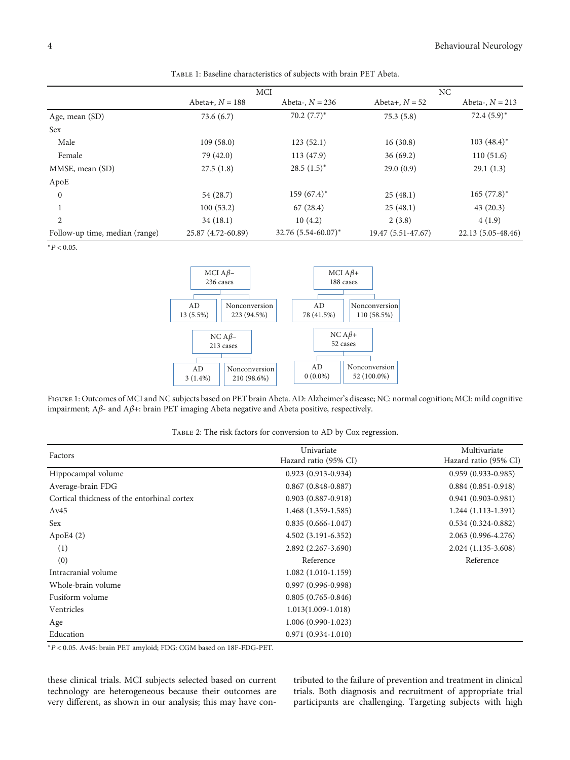Table 1: Baseline characteristics of subjects with brain PET Abeta.

| | MCI | | NC | |
|---|---|---|---|---|
| | Abeta+, $N = 188$ | Abeta-, $N = 236$ | Abeta+, $N = 52$ | Abeta-, $N = 213$ |
| Age, mean (SD) | 73.6 (6.7) | 70.2 (7.7)* | 75.3 (5.8) | 72.4 (5.9)* |
| Sex | | | | |
| Male | 109 (58.0) | 123 (52.1) | 16 (30.8) | 103 (48.4)* |
| Female | 79 (42.0) | 113 (47.9) | 36 (69.2) | 110 (51.6) |
| MMSE, mean (SD) | 27.5 (1.8) | 28.5 (1.5)* | 29.0 (0.9) | 29.1 (1.3) |
| ApoE | | | | |
| 0 | 54 (28.7) | 159 (67.4)* | 25 (48.1) | 165 (77.8)* |
| 1 | 100 (53.2) | 67 (28.4) | 25 (48.1) | 43 (20.3) |
| 2 | 34 (18.1) | 10 (4.2) | 2 (3.8) | 4 (1.9) |
| Follow-up time, median (range) | 25.87 (4.72-60.89) | 32.76 (5.54-60.07)* | 19.47 (5.51-47.67) | 22.13 (5.05-48.46) |

*$P < 0.05$.

MCI Aβ− 236 cases → AD 13 (5.5%); Nonconversion 223 (94.5%)

MCI Aβ+ 188 cases → AD 78 (41.5%); Nonconversion 110 (58.5%)

NC Aβ− 213 cases → AD 3 (1.4%); Nonconversion 210 (98.6%)

NC Aβ+ 52 cases → AD 0 (0.0%); Nonconversion 52 (100.0%)

Figure 1: Outcomes of MCI and NC subjects based on PET brain Abeta. AD: Alzheimer's disease; NC: normal cognition; MCI: mild cognitive impairment; Aβ- and Aβ+: brain PET imaging Abeta negative and Abeta positive, respectively.

Table 2: The risk factors for conversion to AD by Cox regression.

| Factors | Univariate Hazard ratio (95% CI) | Multivariate Hazard ratio (95% CI) |
|---|---|---|
| Hippocampal volume | 0.923 (0.913-0.934) | 0.959 (0.933-0.985) |
| Average-brain FDG | 0.867 (0.848-0.887) | 0.884 (0.851-0.918) |
| Cortical thickness of the entorhinal cortex | 0.903 (0.887-0.918) | 0.941 (0.903-0.981) |
| Av45 | 1.468 (1.359-1.585) | 1.244 (1.113-1.391) |
| Sex | 0.835 (0.666-1.047) | 0.534 (0.324-0.882) |
| ApoE4 (2) | 4.502 (3.191-6.352) | 2.063 (0.996-4.276) |
| (1) | 2.892 (2.267-3.690) | 2.024 (1.135-3.608) |
| (0) | Reference | Reference |
| Intracranial volume | 1.082 (1.010-1.159) | |
| Whole-brain volume | 0.997 (0.996-0.998) | |
| Fusiform volume | 0.805 (0.765-0.846) | |
| Ventricles | 1.013(1.009-1.018) | |
| Age | 1.006 (0.990-1.023) | |
| Education | 0.971 (0.934-1.010) | |

*$P < 0.05$. Av45: brain PET amyloid; FDG: CGM based on 18F-FDG-PET.

these clinical trials. MCI subjects selected based on current technology are heterogeneous because their outcomes are very different, as shown in our analysis; this may have contributed to the failure of prevention and treatment in clinical trials. Both diagnosis and recruitment of appropriate trial participants are challenging. Targeting subjects with high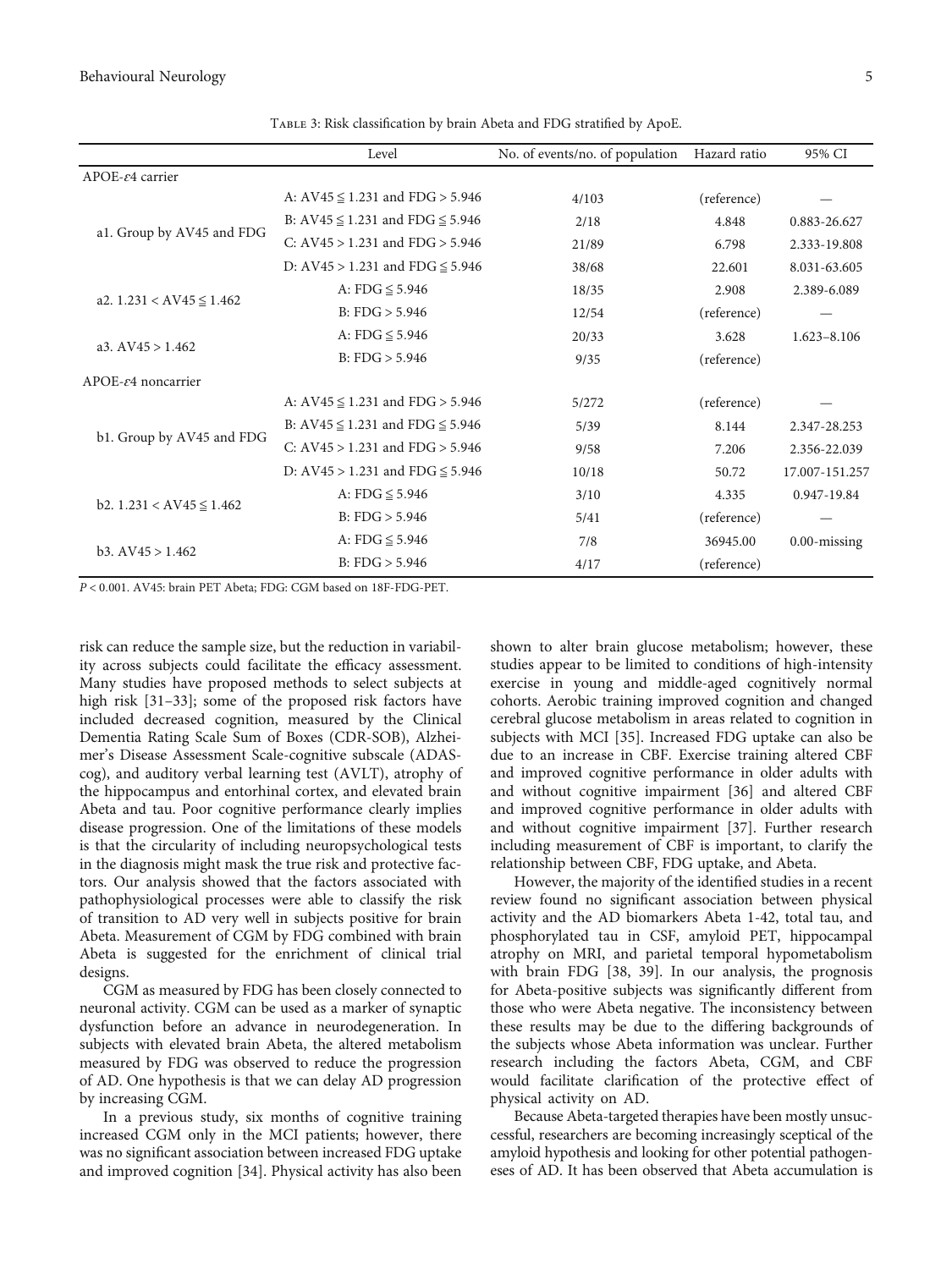Table 3: Risk classification by brain Abeta and FDG stratified by ApoE.

| | Level | No. of events/no. of population | Hazard ratio | 95% CI |
|---|---|---|---|---|
| APOE-$\varepsilon$4 carrier | | | | |
| a1. Group by AV45 and FDG | A: AV45 ≦ 1.231 and FDG > 5.946 | 4/103 | (reference) | — |
| | B: AV45 ≦ 1.231 and FDG ≦ 5.946 | 2/18 | 4.848 | 0.883-26.627 |
| | C: AV45 > 1.231 and FDG > 5.946 | 21/89 | 6.798 | 2.333-19.808 |
| | D: AV45 > 1.231 and FDG ≦ 5.946 | 38/68 | 22.601 | 8.031-63.605 |
| a2. 1.231 < AV45 ≦ 1.462 | A: FDG ≦ 5.946 | 18/35 | 2.908 | 2.389-6.089 |
| | B: FDG > 5.946 | 12/54 | (reference) | — |
| a3. AV45 > 1.462 | A: FDG ≦ 5.946 | 20/33 | 3.628 | 1.623–8.106 |
| | B: FDG > 5.946 | 9/35 | (reference) | |
| APOE-$\varepsilon$4 noncarrier | | | | |
| b1. Group by AV45 and FDG | A: AV45 ≦ 1.231 and FDG > 5.946 | 5/272 | (reference) | — |
| | B: AV45 ≦ 1.231 and FDG ≦ 5.946 | 5/39 | 8.144 | 2.347-28.253 |
| | C: AV45 > 1.231 and FDG > 5.946 | 9/58 | 7.206 | 2.356-22.039 |
| | D: AV45 > 1.231 and FDG ≦ 5.946 | 10/18 | 50.72 | 17.007-151.257 |
| b2. 1.231 < AV45 ≦ 1.462 | A: FDG ≦ 5.946 | 3/10 | 4.335 | 0.947-19.84 |
| | B: FDG > 5.946 | 5/41 | (reference) | — |
| b3. AV45 > 1.462 | A: FDG ≦ 5.946 | 7/8 | 36945.00 | 0.00-missing |
| | B: FDG > 5.946 | 4/17 | (reference) | |

$P < 0.001$. AV45: brain PET Abeta; FDG: CGM based on 18F-FDG-PET.

risk can reduce the sample size, but the reduction in variability across subjects could facilitate the efficacy assessment. Many studies have proposed methods to select subjects at high risk [31–33]; some of the proposed risk factors have included decreased cognition, measured by the Clinical Dementia Rating Scale Sum of Boxes (CDR-SOB), Alzheimer's Disease Assessment Scale-cognitive subscale (ADAS-cog), and auditory verbal learning test (AVLT), atrophy of the hippocampus and entorhinal cortex, and elevated brain Abeta and tau. Poor cognitive performance clearly implies disease progression. One of the limitations of these models is that the circularity of including neuropsychological tests in the diagnosis might mask the true risk and protective factors. Our analysis showed that the factors associated with pathophysiological processes were able to classify the risk of transition to AD very well in subjects positive for brain Abeta. Measurement of CGM by FDG combined with brain Abeta is suggested for the enrichment of clinical trial designs.

CGM as measured by FDG has been closely connected to neuronal activity. CGM can be used as a marker of synaptic dysfunction before an advance in neurodegeneration. In subjects with elevated brain Abeta, the altered metabolism measured by FDG was observed to reduce the progression of AD. One hypothesis is that we can delay AD progression by increasing CGM.

In a previous study, six months of cognitive training increased CGM only in the MCI patients; however, there was no significant association between increased FDG uptake and improved cognition [34]. Physical activity has also been shown to alter brain glucose metabolism; however, these studies appear to be limited to conditions of high-intensity exercise in young and middle-aged cognitively normal cohorts. Aerobic training improved cognition and changed cerebral glucose metabolism in areas related to cognition in subjects with MCI [35]. Increased FDG uptake can also be due to an increase in CBF. Exercise training altered CBF and improved cognitive performance in older adults with and without cognitive impairment [36] and altered CBF and improved cognitive performance in older adults with and without cognitive impairment [37]. Further research including measurement of CBF is important, to clarify the relationship between CBF, FDG uptake, and Abeta.

However, the majority of the identified studies in a recent review found no significant association between physical activity and the AD biomarkers Abeta 1-42, total tau, and phosphorylated tau in CSF, amyloid PET, hippocampal atrophy on MRI, and parietal temporal hypometabolism with brain FDG [38, 39]. In our analysis, the prognosis for Abeta-positive subjects was significantly different from those who were Abeta negative. The inconsistency between these results may be due to the differing backgrounds of the subjects whose Abeta information was unclear. Further research including the factors Abeta, CGM, and CBF would facilitate clarification of the protective effect of physical activity on AD.

Because Abeta-targeted therapies have been mostly unsuccessful, researchers are becoming increasingly sceptical of the amyloid hypothesis and looking for other potential pathogeneses of AD. It has been observed that Abeta accumulation is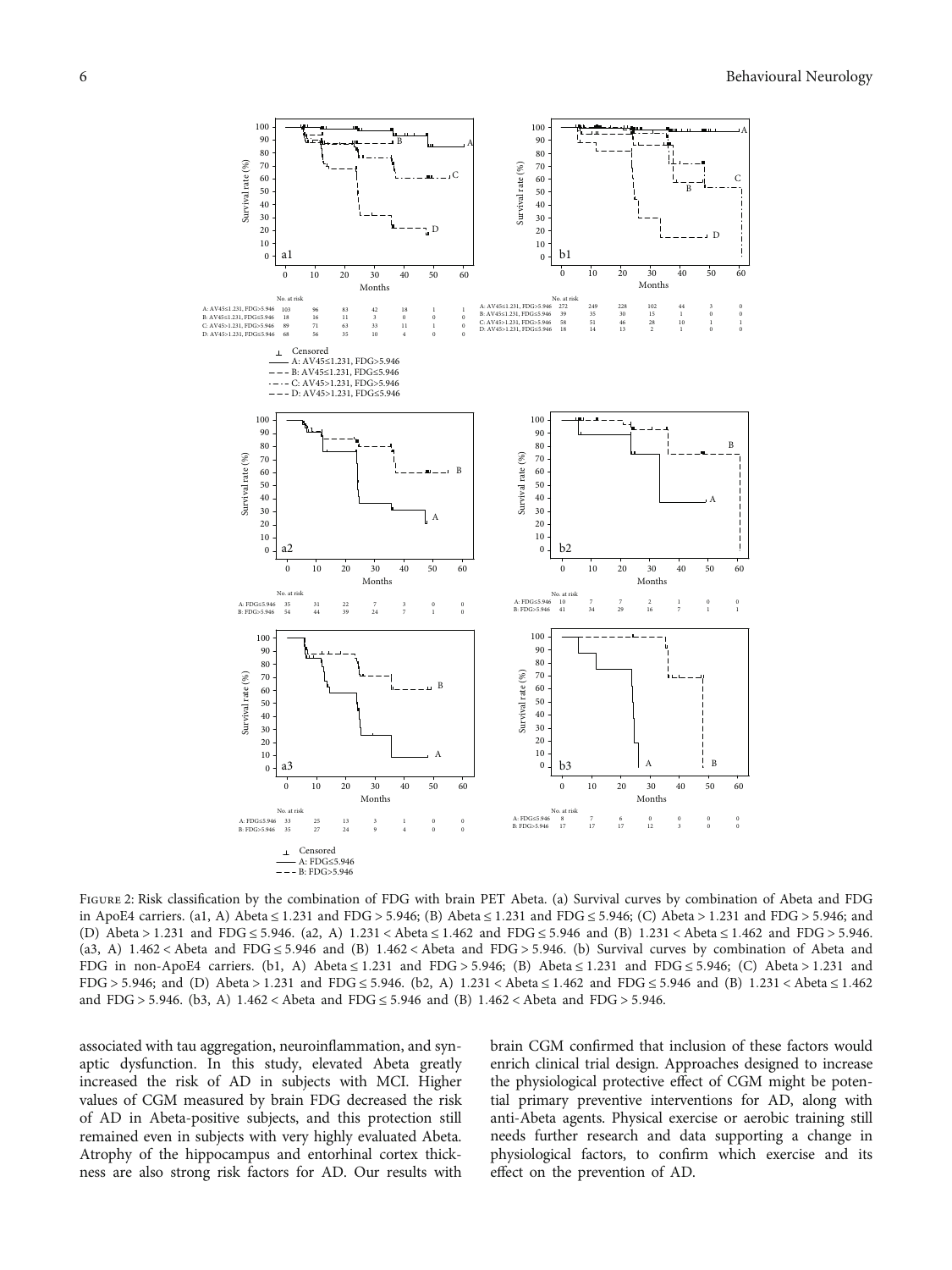Figure 2: Risk classification by the combination of FDG with brain PET Abeta. (a) Survival curves by combination of Abeta and FDG in ApoE4 carriers. (a1, A) Abeta ≤ 1.231 and FDG > 5.946; (B) Abeta ≤ 1.231 and FDG ≤ 5.946; (C) Abeta > 1.231 and FDG > 5.946; and (D) Abeta > 1.231 and FDG ≤ 5.946. (a2, A) 1.231 < Abeta ≤ 1.462 and FDG ≤ 5.946 and (B) 1.231 < Abeta ≤ 1.462 and FDG > 5.946. (a3, A) 1.462 < Abeta and FDG ≤ 5.946 and (B) 1.462 < Abeta and FDG > 5.946. (b) Survival curves by combination of Abeta and FDG in non-ApoE4 carriers. (b1, A) Abeta ≤ 1.231 and FDG > 5.946; (B) Abeta ≤ 1.231 and FDG ≤ 5.946; (C) Abeta > 1.231 and FDG > 5.946; and (D) Abeta > 1.231 and FDG ≤ 5.946. (b2, A) 1.231 < Abeta ≤ 1.462 and FDG ≤ 5.946 and (B) 1.231 < Abeta ≤ 1.462 and FDG > 5.946. (b3, A) 1.462 < Abeta and FDG ≤ 5.946 and (B) 1.462 < Abeta and FDG > 5.946.

associated with tau aggregation, neuroinflammation, and synaptic dysfunction. In this study, elevated Abeta greatly increased the risk of AD in subjects with MCI. Higher values of CGM measured by brain FDG decreased the risk of AD in Abeta-positive subjects, and this protection still remained even in subjects with very highly evaluated Abeta. Atrophy of the hippocampus and entorhinal cortex thickness are also strong risk factors for AD. Our results with brain CGM confirmed that inclusion of these factors would enrich clinical trial design. Approaches designed to increase the physiological protective effect of CGM might be potential primary preventive interventions for AD, along with anti-Abeta agents. Physical exercise or aerobic training still needs further research and data supporting a change in physiological factors, to confirm which exercise and its effect on the prevention of AD.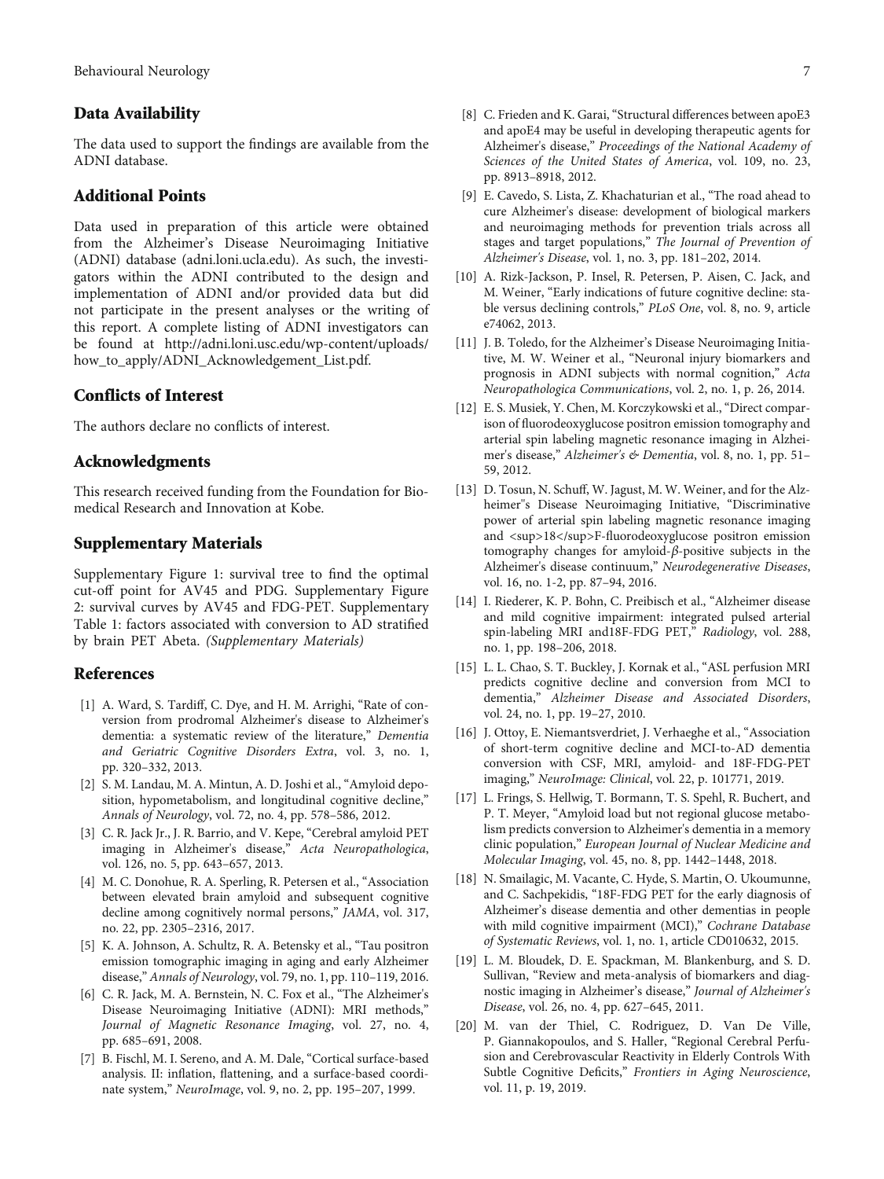## Data Availability

The data used to support the findings are available from the ADNI database.

## Additional Points

Data used in preparation of this article were obtained from the Alzheimer's Disease Neuroimaging Initiative (ADNI) database (adni.loni.ucla.edu). As such, the investigators within the ADNI contributed to the design and implementation of ADNI and/or provided data but did not participate in the present analyses or the writing of this report. A complete listing of ADNI investigators can be found at http://adni.loni.usc.edu/wp-content/uploads/how_to_apply/ADNI_Acknowledgement_List.pdf.

## Conflicts of Interest

The authors declare no conflicts of interest.

## Acknowledgments

This research received funding from the Foundation for Biomedical Research and Innovation at Kobe.

## Supplementary Materials

Supplementary Figure 1: survival tree to find the optimal cut-off point for AV45 and PDG. Supplementary Figure 2: survival curves by AV45 and FDG-PET. Supplementary Table 1: factors associated with conversion to AD stratified by brain PET Abeta. *(Supplementary Materials)*

## References

[1] A. Ward, S. Tardiff, C. Dye, and H. M. Arrighi, "Rate of conversion from prodromal Alzheimer's disease to Alzheimer's dementia: a systematic review of the literature," *Dementia and Geriatric Cognitive Disorders Extra*, vol. 3, no. 1, pp. 320–332, 2013.

[2] S. M. Landau, M. A. Mintun, A. D. Joshi et al., "Amyloid deposition, hypometabolism, and longitudinal cognitive decline," *Annals of Neurology*, vol. 72, no. 4, pp. 578–586, 2012.

[3] C. R. Jack Jr., J. R. Barrio, and V. Kepe, "Cerebral amyloid PET imaging in Alzheimer's disease," *Acta Neuropathologica*, vol. 126, no. 5, pp. 643–657, 2013.

[4] M. C. Donohue, R. A. Sperling, R. Petersen et al., "Association between elevated brain amyloid and subsequent cognitive decline among cognitively normal persons," *JAMA*, vol. 317, no. 22, pp. 2305–2316, 2017.

[5] K. A. Johnson, A. Schultz, R. A. Betensky et al., "Tau positron emission tomographic imaging in aging and early Alzheimer disease," *Annals of Neurology*, vol. 79, no. 1, pp. 110–119, 2016.

[6] C. R. Jack, M. A. Bernstein, N. C. Fox et al., "The Alzheimer's Disease Neuroimaging Initiative (ADNI): MRI methods," *Journal of Magnetic Resonance Imaging*, vol. 27, no. 4, pp. 685–691, 2008.

[7] B. Fischl, M. I. Sereno, and A. M. Dale, "Cortical surface-based analysis. II: inflation, flattening, and a surface-based coordinate system," *NeuroImage*, vol. 9, no. 2, pp. 195–207, 1999.

[8] C. Frieden and K. Garai, "Structural differences between apoE3 and apoE4 may be useful in developing therapeutic agents for Alzheimer's disease," *Proceedings of the National Academy of Sciences of the United States of America*, vol. 109, no. 23, pp. 8913–8918, 2012.

[9] E. Cavedo, S. Lista, Z. Khachaturian et al., "The road ahead to cure Alzheimer's disease: development of biological markers and neuroimaging methods for prevention trials across all stages and target populations," *The Journal of Prevention of Alzheimer's Disease*, vol. 1, no. 3, pp. 181–202, 2014.

[10] A. Rizk-Jackson, P. Insel, R. Petersen, P. Aisen, C. Jack, and M. Weiner, "Early indications of future cognitive decline: stable versus declining controls," *PLoS One*, vol. 8, no. 9, article e74062, 2013.

[11] J. B. Toledo, for the Alzheimer's Disease Neuroimaging Initiative, M. W. Weiner et al., "Neuronal injury biomarkers and prognosis in ADNI subjects with normal cognition," *Acta Neuropathologica Communications*, vol. 2, no. 1, p. 26, 2014.

[12] E. S. Musiek, Y. Chen, M. Korczykowski et al., "Direct comparison of fluorodeoxyglucose positron emission tomography and arterial spin labeling magnetic resonance imaging in Alzheimer's disease," *Alzheimer's & Dementia*, vol. 8, no. 1, pp. 51–59, 2012.

[13] D. Tosun, N. Schuff, W. Jagust, M. W. Weiner, and for the Alzheimer"s Disease Neuroimaging Initiative, "Discriminative power of arterial spin labeling magnetic resonance imaging and <sup>18</sup>F-fluorodeoxyglucose positron emission tomography changes for amyloid-$\beta$-positive subjects in the Alzheimer's disease continuum," *Neurodegenerative Diseases*, vol. 16, no. 1-2, pp. 87–94, 2016.

[14] I. Riederer, K. P. Bohn, C. Preibisch et al., "Alzheimer disease and mild cognitive impairment: integrated pulsed arterial spin-labeling MRI and18F-FDG PET," *Radiology*, vol. 288, no. 1, pp. 198–206, 2018.

[15] L. L. Chao, S. T. Buckley, J. Kornak et al., "ASL perfusion MRI predicts cognitive decline and conversion from MCI to dementia," *Alzheimer Disease and Associated Disorders*, vol. 24, no. 1, pp. 19–27, 2010.

[16] J. Ottoy, E. Niemantsverdriet, J. Verhaeghe et al., "Association of short-term cognitive decline and MCI-to-AD dementia conversion with CSF, MRI, amyloid- and 18F-FDG-PET imaging," *NeuroImage: Clinical*, vol. 22, p. 101771, 2019.

[17] L. Frings, S. Hellwig, T. Bormann, T. S. Spehl, R. Buchert, and P. T. Meyer, "Amyloid load but not regional glucose metabolism predicts conversion to Alzheimer's dementia in a memory clinic population," *European Journal of Nuclear Medicine and Molecular Imaging*, vol. 45, no. 8, pp. 1442–1448, 2018.

[18] N. Smailagic, M. Vacante, C. Hyde, S. Martin, O. Ukoumunne, and C. Sachpekidis, "18F-FDG PET for the early diagnosis of Alzheimer's disease dementia and other dementias in people with mild cognitive impairment (MCI)," *Cochrane Database of Systematic Reviews*, vol. 1, no. 1, article CD010632, 2015.

[19] L. M. Bloudek, D. E. Spackman, M. Blankenburg, and S. D. Sullivan, "Review and meta-analysis of biomarkers and diagnostic imaging in Alzheimer's disease," *Journal of Alzheimer's Disease*, vol. 26, no. 4, pp. 627–645, 2011.

[20] M. van der Thiel, C. Rodriguez, D. Van De Ville, P. Giannakopoulos, and S. Haller, "Regional Cerebral Perfusion and Cerebrovascular Reactivity in Elderly Controls With Subtle Cognitive Deficits," *Frontiers in Aging Neuroscience*, vol. 11, p. 19, 2019.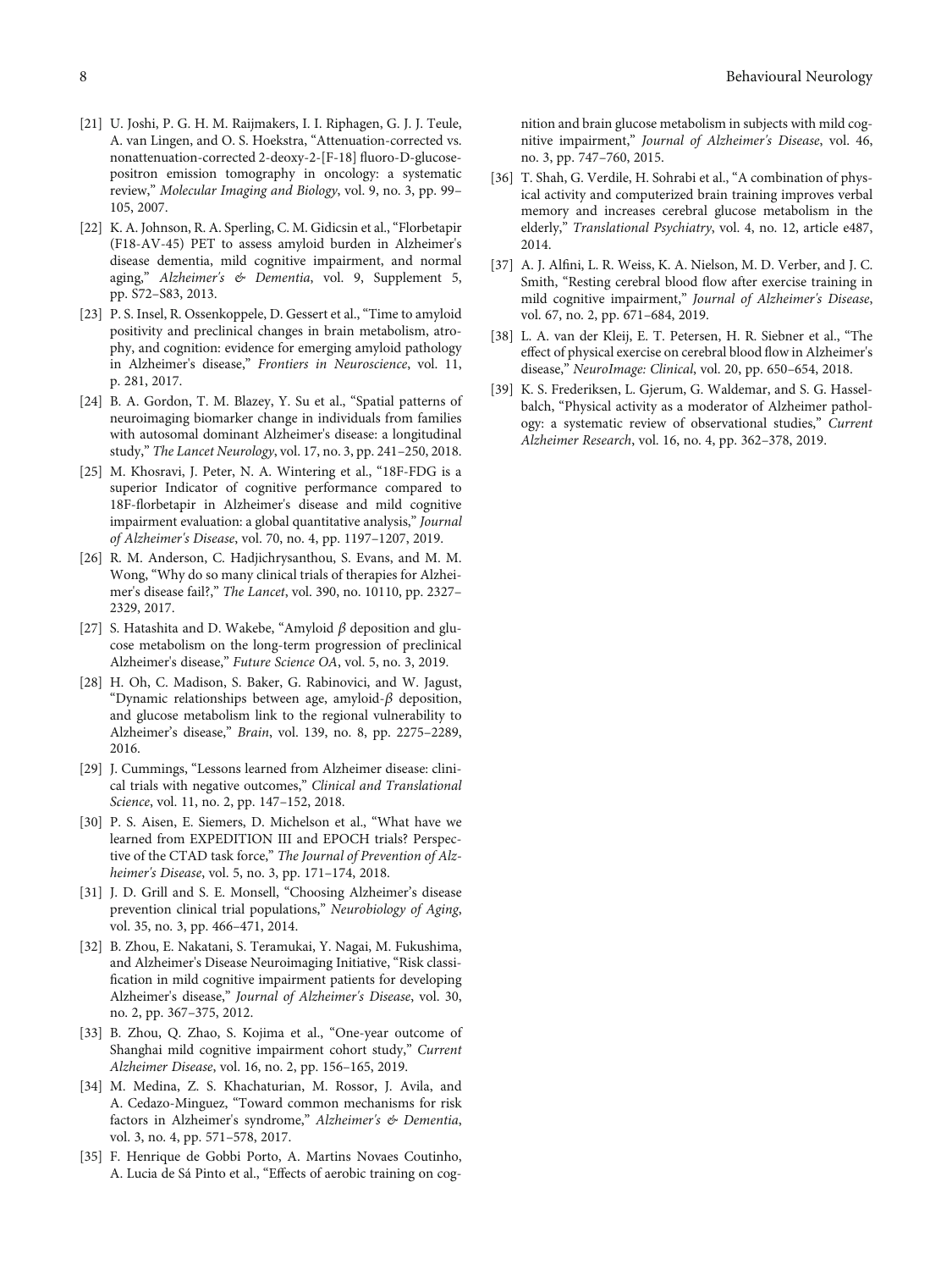[21] U. Joshi, P. G. H. M. Raijmakers, I. I. Riphagen, G. J. J. Teule, A. van Lingen, and O. S. Hoekstra, "Attenuation-corrected vs. nonattenuation-corrected 2-deoxy-2-[F-18] fluoro-D-glucose-positron emission tomography in oncology: a systematic review," *Molecular Imaging and Biology*, vol. 9, no. 3, pp. 99–105, 2007.

[22] K. A. Johnson, R. A. Sperling, C. M. Gidicsin et al., "Florbetapir (F18-AV-45) PET to assess amyloid burden in Alzheimer's disease dementia, mild cognitive impairment, and normal aging," *Alzheimer's & Dementia*, vol. 9, Supplement 5, pp. S72–S83, 2013.

[23] P. S. Insel, R. Ossenkoppele, D. Gessert et al., "Time to amyloid positivity and preclinical changes in brain metabolism, atrophy, and cognition: evidence for emerging amyloid pathology in Alzheimer's disease," *Frontiers in Neuroscience*, vol. 11, p. 281, 2017.

[24] B. A. Gordon, T. M. Blazey, Y. Su et al., "Spatial patterns of neuroimaging biomarker change in individuals from families with autosomal dominant Alzheimer's disease: a longitudinal study," *The Lancet Neurology*, vol. 17, no. 3, pp. 241–250, 2018.

[25] M. Khosravi, J. Peter, N. A. Wintering et al., "18F-FDG is a superior Indicator of cognitive performance compared to 18F-florbetapir in Alzheimer's disease and mild cognitive impairment evaluation: a global quantitative analysis," *Journal of Alzheimer's Disease*, vol. 70, no. 4, pp. 1197–1207, 2019.

[26] R. M. Anderson, C. Hadjichrysanthou, S. Evans, and M. M. Wong, "Why do so many clinical trials of therapies for Alzheimer's disease fail?," *The Lancet*, vol. 390, no. 10110, pp. 2327–2329, 2017.

[27] S. Hatashita and D. Wakebe, "Amyloid $\beta$ deposition and glucose metabolism on the long-term progression of preclinical Alzheimer's disease," *Future Science OA*, vol. 5, no. 3, 2019.

[28] H. Oh, C. Madison, S. Baker, G. Rabinovici, and W. Jagust, "Dynamic relationships between age, amyloid-$\beta$ deposition, and glucose metabolism link to the regional vulnerability to Alzheimer's disease," *Brain*, vol. 139, no. 8, pp. 2275–2289, 2016.

[29] J. Cummings, "Lessons learned from Alzheimer disease: clinical trials with negative outcomes," *Clinical and Translational Science*, vol. 11, no. 2, pp. 147–152, 2018.

[30] P. S. Aisen, E. Siemers, D. Michelson et al., "What have we learned from EXPEDITION III and EPOCH trials? Perspective of the CTAD task force," *The Journal of Prevention of Alzheimer's Disease*, vol. 5, no. 3, pp. 171–174, 2018.

[31] J. D. Grill and S. E. Monsell, "Choosing Alzheimer's disease prevention clinical trial populations," *Neurobiology of Aging*, vol. 35, no. 3, pp. 466–471, 2014.

[32] B. Zhou, E. Nakatani, S. Teramukai, Y. Nagai, M. Fukushima, and Alzheimer's Disease Neuroimaging Initiative, "Risk classification in mild cognitive impairment patients for developing Alzheimer's disease," *Journal of Alzheimer's Disease*, vol. 30, no. 2, pp. 367–375, 2012.

[33] B. Zhou, Q. Zhao, S. Kojima et al., "One-year outcome of Shanghai mild cognitive impairment cohort study," *Current Alzheimer Disease*, vol. 16, no. 2, pp. 156–165, 2019.

[34] M. Medina, Z. S. Khachaturian, M. Rossor, J. Avila, and A. Cedazo-Minguez, "Toward common mechanisms for risk factors in Alzheimer's syndrome," *Alzheimer's & Dementia*, vol. 3, no. 4, pp. 571–578, 2017.

[35] F. Henrique de Gobbi Porto, A. Martins Novaes Coutinho, A. Lucia de Sá Pinto et al., "Effects of aerobic training on cognition and brain glucose metabolism in subjects with mild cognitive impairment," *Journal of Alzheimer's Disease*, vol. 46, no. 3, pp. 747–760, 2015.

[36] T. Shah, G. Verdile, H. Sohrabi et al., "A combination of physical activity and computerized brain training improves verbal memory and increases cerebral glucose metabolism in the elderly," *Translational Psychiatry*, vol. 4, no. 12, article e487, 2014.

[37] A. J. Alfini, L. R. Weiss, K. A. Nielson, M. D. Verber, and J. C. Smith, "Resting cerebral blood flow after exercise training in mild cognitive impairment," *Journal of Alzheimer's Disease*, vol. 67, no. 2, pp. 671–684, 2019.

[38] L. A. van der Kleij, E. T. Petersen, H. R. Siebner et al., "The effect of physical exercise on cerebral blood flow in Alzheimer's disease," *NeuroImage: Clinical*, vol. 20, pp. 650–654, 2018.

[39] K. S. Frederiksen, L. Gjerum, G. Waldemar, and S. G. Hasselbalch, "Physical activity as a moderator of Alzheimer pathology: a systematic review of observational studies," *Current Alzheimer Research*, vol. 16, no. 4, pp. 362–378, 2019.